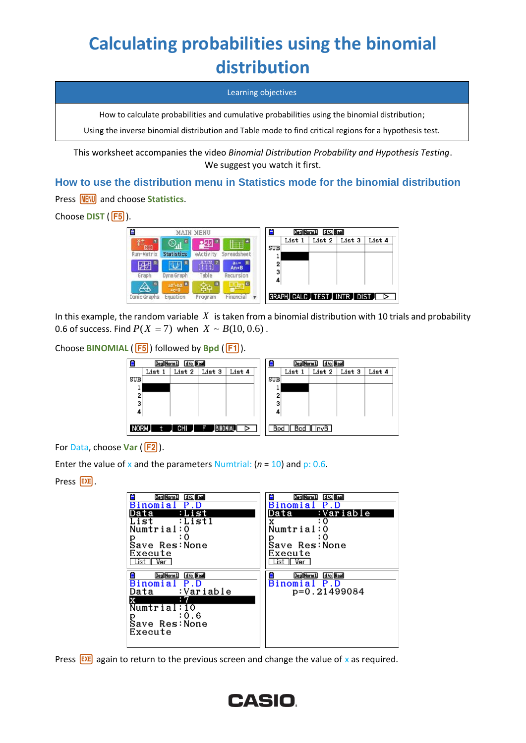# Calculating probabilities using the binomial distribution

| Learning objectives |
|---|
| How to calculate probabilities and cumulative probabilities using the binomial distribution; |
| Using the inverse binomial distribution and Table mode to find critical regions for a hypothesis test. |

This worksheet accompanies the video *Binomial Distribution Probability and Hypothesis Testing*. We suggest you watch it first.

## How to use the distribution menu in Statistics mode for the binomial distribution

Press MENU and choose **Statistics**.

Choose **DIST** ( F5 ).

In this example, the random variable $X$ is taken from a binomial distribution with 10 trials and probability 0.6 of success. Find $P(X = 7)$ when $X \sim B(10, 0.6)$ .

Choose **BINOMIAL** ( F5 ) followed by **Bpd** ( F1 ).

For Data, choose **Var** ( F2 ).

Enter the value of x and the parameters Numtrial: ($n$ = 10) and p: 0.6.

Press EXE .

Press EXE again to return to the previous screen and change the value of x as required.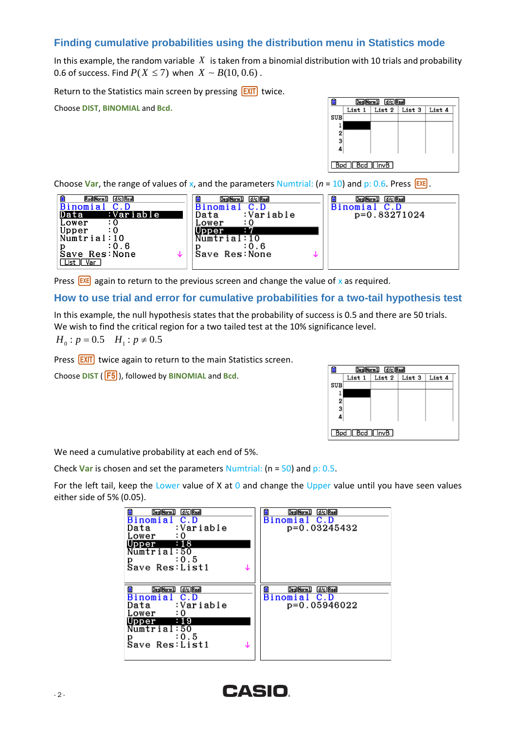## Finding cumulative probabilities using the distribution menu in Statistics mode

In this example, the random variable $X$ is taken from a binomial distribution with 10 trials and probability 0.6 of success. Find $P(X \leq 7)$ when $X \sim B(10, 0.6)$.

Return to the Statistics main screen by pressing EXIT twice.

Choose **DIST**, **BINOMIAL** and **Bcd**.

Choose **Var**, the range of values of x, and the parameters Numtrial: ($n$ = 10) and p: 0.6. Press EXE.

Press EXE again to return to the previous screen and change the value of x as required.

## How to use trial and error for cumulative probabilities for a two-tail hypothesis test

In this example, the null hypothesis states that the probability of success is 0.5 and there are 50 trials. We wish to find the critical region for a two tailed test at the 10% significance level.

$H_0: p = 0.5 \quad H_1: p \neq 0.5$

Press EXIT twice again to return to the main Statistics screen.

Choose **DIST** (F5), followed by **BINOMIAL** and **Bcd**.

We need a cumulative probability at each end of 5%.

Check **Var** is chosen and set the parameters Numtrial: (n = 50) and p: 0.5.

For the left tail, keep the Lower value of X at 0 and change the Upper value until you have seen values either side of 5% (0.05).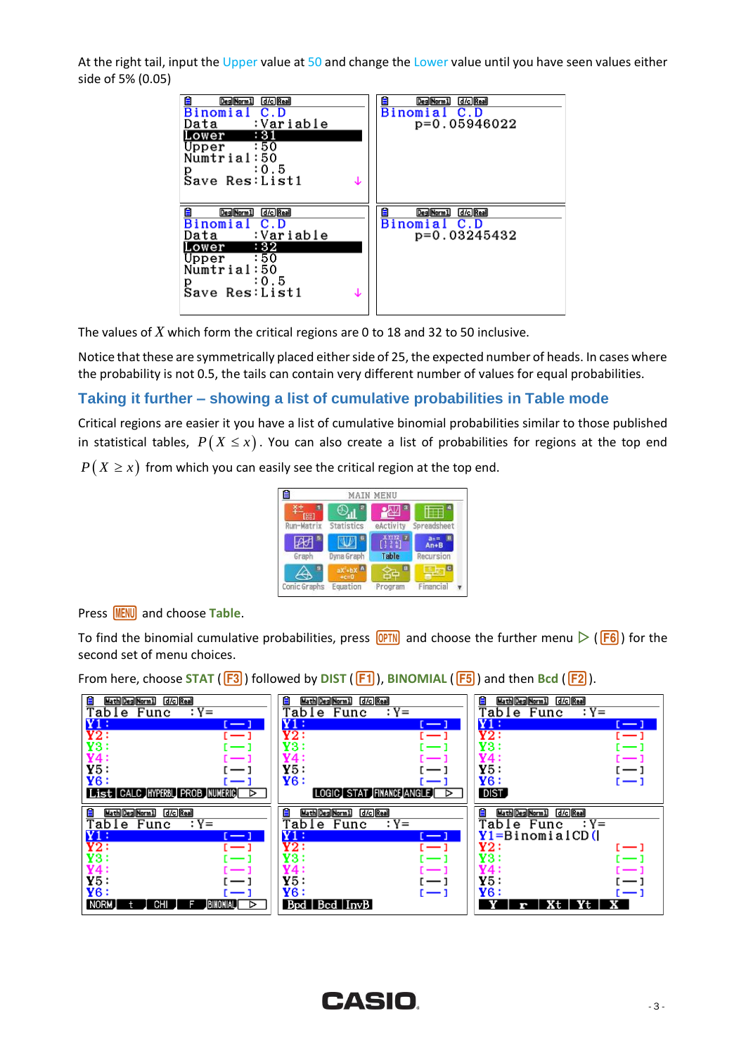At the right tail, input the Upper value at 50 and change the Lower value until you have seen values either side of 5% (0.05)

```
Binomial C.D
Data     :Variable
Lower    :31
Upper    :50
Numtrial:50
p        :0.5
Save Res:List1
```

```
Binomial C.D
     p=0.05946022
```

```
Binomial C.D
Data     :Variable
Lower    :32
Upper    :50
Numtrial:50
p        :0.5
Save Res:List1
```

```
Binomial C.D
     p=0.03245432
```

The values of $X$ which form the critical regions are 0 to 18 and 32 to 50 inclusive.

Notice that these are symmetrically placed either side of 25, the expected number of heads. In cases where the probability is not 0.5, the tails can contain very different number of values for equal probabilities.

## Taking it further – showing a list of cumulative probabilities in Table mode

Critical regions are easier it you have a list of cumulative binomial probabilities similar to those published in statistical tables, $P(X \leq x)$. You can also create a list of probabilities for regions at the top end $P(X \geq x)$ from which you can easily see the critical region at the top end.

```
MAIN MENU
Run-Matrix  Statistics  eActivity  Spreadsheet
Graph       Dyna Graph  Table      Recursion
Conic Graphs Equation   Program    Financial
```

Press MENU and choose **Table**.

To find the binomial cumulative probabilities, press OPTN and choose the further menu ▷ (F6) for the second set of menu choices.

From here, choose **STAT** (F3) followed by **DIST** (F1), **BINOMIAL** (F5) and then **Bcd** (F2).

```
Table Func   :Y=
Y1:          [—]
Y2:          [—]
Y3:          [—]
Y4:          [—]
Y5:          [—]
Y6:          [—]
List CALC HYPERBL PROB NUMERIC ▷
```

```
Table Func   :Y=
Y1:          [—]
Y2:          [—]
Y3:          [—]
Y4:          [—]
Y5:          [—]
Y6:          [—]
LOGIC STAT FINANCE ANGLE ▷
```

```
Table Func   :Y=
Y1:          [—]
Y2:          [—]
Y3:          [—]
Y4:          [—]
Y5:          [—]
Y6:          [—]
DIST
```

```
Table Func   :Y=
Y1:          [—]
Y2:          [—]
Y3:          [—]
Y4:          [—]
Y5:          [—]
Y6:          [—]
NORM t CHI F BINOMIAL ▷
```

```
Table Func   :Y=
Y1:          [—]
Y2:          [—]
Y3:          [—]
Y4:          [—]
Y5:          [—]
Y6:          [—]
Bpd Bcd InvB
```

```
Table Func   :Y=
Y1=BinomialCD(
Y2:          [—]
Y3:          [—]
Y4:          [—]
Y5:          [—]
Y6:          [—]
Y r Xt Yt X
```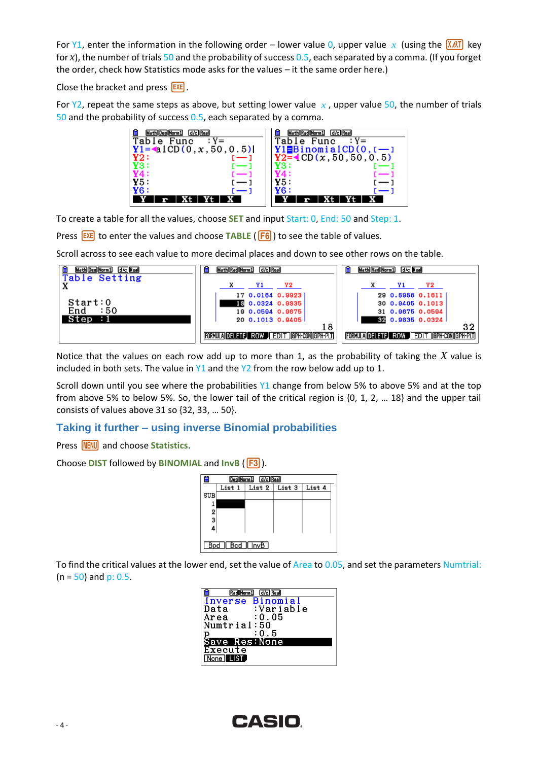For Y1, enter the information in the following order – lower value 0, upper value $x$ (using the X,θ,T key for $x$), the number of trials 50 and the probability of success 0.5, each separated by a comma. (If you forget the order, check how Statistics mode asks for the values – it the same order here.)

Close the bracket and press EXE.

For Y2, repeat the same steps as above, but setting lower value $x$, upper value 50, the number of trials 50 and the probability of success 0.5, each separated by a comma.

To create a table for all the values, choose **SET** and input Start: 0, End: 50 and Step: 1.

Press EXE to enter the values and choose **TABLE** ( F6 ) to see the table of values.

Scroll across to see each value to more decimal places and down to see other rows on the table.

Notice that the values on each row add up to more than 1, as the probability of taking the $X$ value is included in both sets. The value in Y1 and the Y2 from the row below add up to 1.

Scroll down until you see where the probabilities Y1 change from below 5% to above 5% and at the top from above 5% to below 5%. So, the lower tail of the critical region is {0, 1, 2, … 18} and the upper tail consists of values above 31 so {32, 33, … 50}.

## Taking it further – using inverse Binomial probabilities

Press MENU and choose **Statistics**.

Choose **DIST** followed by **BINOMIAL** and **InvB** ( F3 ).

To find the critical values at the lower end, set the value of Area to 0.05, and set the parameters Numtrial: (n = 50) and p: 0.5.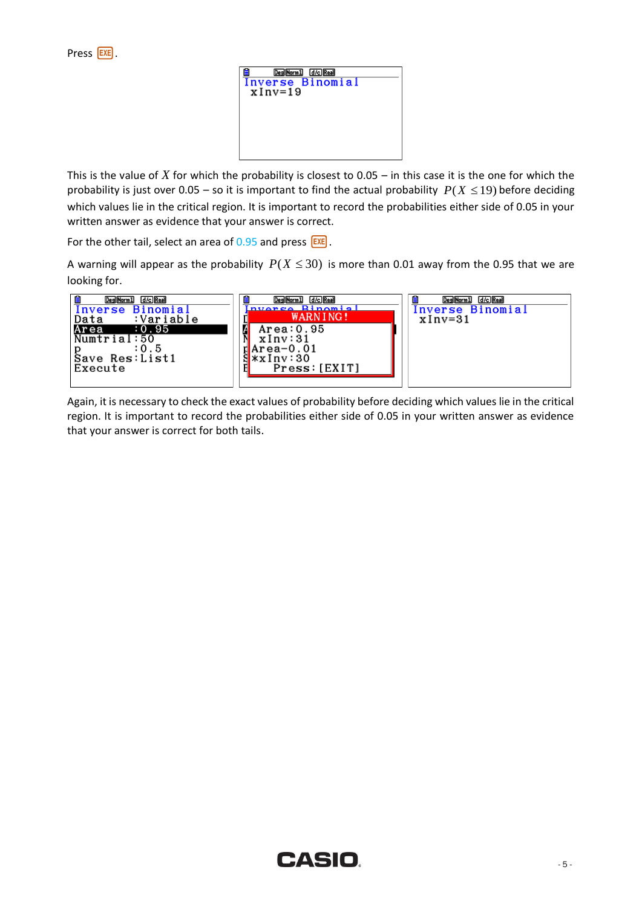Press EXE.

```
Inverse Binomial
 xInv=19
```

This is the value of $X$ for which the probability is closest to 0.05 – in this case it is the one for which the probability is just over 0.05 – so it is important to find the actual probability $P(X \leq 19)$ before deciding which values lie in the critical region. It is important to record the probabilities either side of 0.05 in your written answer as evidence that your answer is correct.

For the other tail, select an area of 0.95 and press EXE.

A warning will appear as the probability $P(X \leq 30)$ is more than 0.01 away from the 0.95 that we are looking for.

```
Inverse Binomial
Data     :Variable
Area     :0.95
Numtrial :50
p        :0.5
Save Res :List1
Execute
```

```
WARNING!
 Area:0.95
 xInv:31
Area-0.01
*xInv:30
   Press:[EXIT]
```

```
Inverse Binomial
 xInv=31
```

Again, it is necessary to check the exact values of probability before deciding which values lie in the critical region. It is important to record the probabilities either side of 0.05 in your written answer as evidence that your answer is correct for both tails.